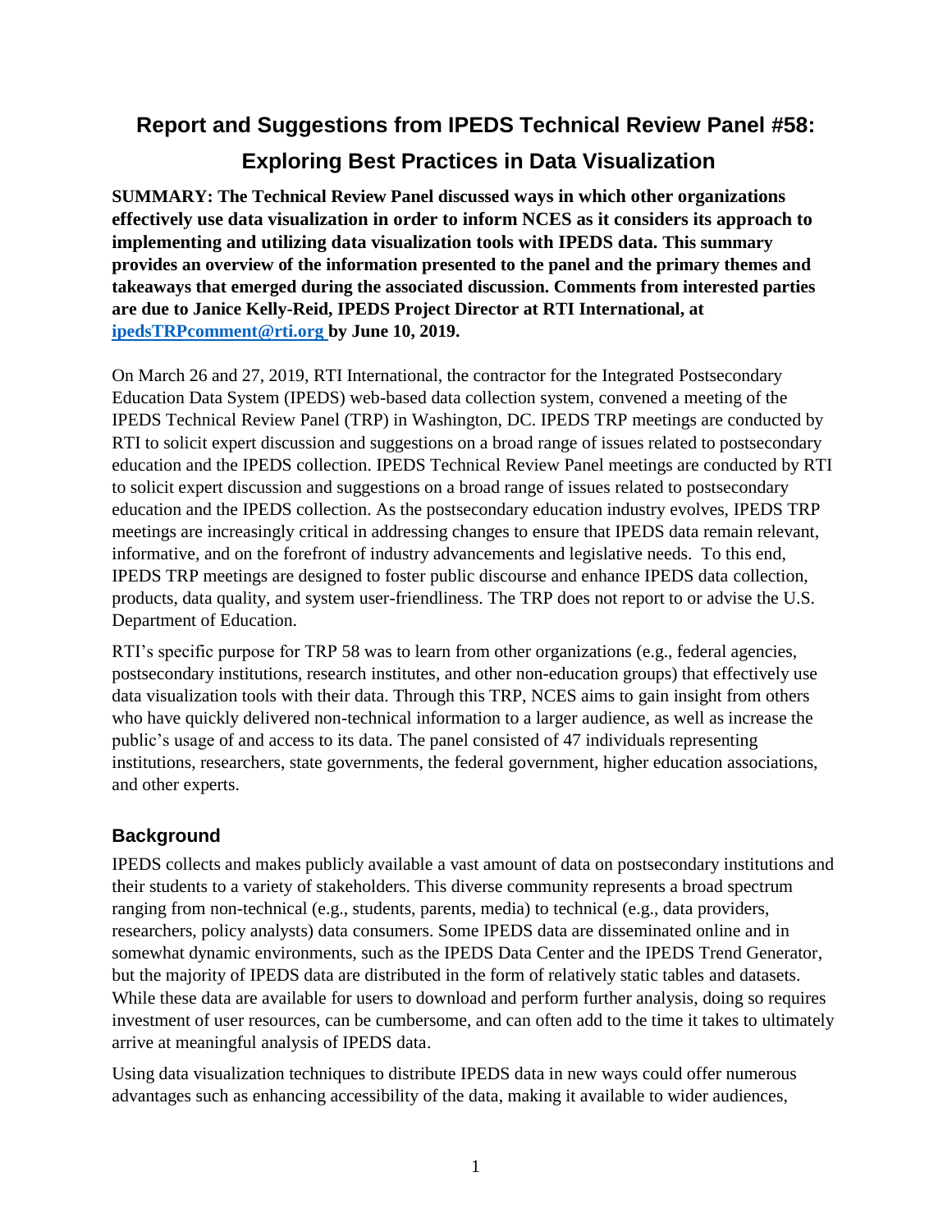# Report and Suggestions from IPEDS Technical Review Panel #58: Exploring Best Practices in Data Visualization

**SUMMARY: The Technical Review Panel discussed ways in which other organizations effectively use data visualization in order to inform NCES as it considers its approach to implementing and utilizing data visualization tools with IPEDS data. This summary provides an overview of the information presented to the panel and the primary themes and takeaways that emerged during the associated discussion. Comments from interested parties are due to Janice Kelly-Reid, IPEDS Project Director at RTI International, at [ipedsTRPcomment@rti.org](mailto:ipedsTRPcomment@rti.org) by June 10, 2019.**

On March 26 and 27, 2019, RTI International, the contractor for the Integrated Postsecondary Education Data System (IPEDS) web-based data collection system, convened a meeting of the IPEDS Technical Review Panel (TRP) in Washington, DC. IPEDS TRP meetings are conducted by RTI to solicit expert discussion and suggestions on a broad range of issues related to postsecondary education and the IPEDS collection. IPEDS Technical Review Panel meetings are conducted by RTI to solicit expert discussion and suggestions on a broad range of issues related to postsecondary education and the IPEDS collection. As the postsecondary education industry evolves, IPEDS TRP meetings are increasingly critical in addressing changes to ensure that IPEDS data remain relevant, informative, and on the forefront of industry advancements and legislative needs. To this end, IPEDS TRP meetings are designed to foster public discourse and enhance IPEDS data collection, products, data quality, and system user-friendliness. The TRP does not report to or advise the U.S. Department of Education.

RTI's specific purpose for TRP 58 was to learn from other organizations (e.g., federal agencies, postsecondary institutions, research institutes, and other non-education groups) that effectively use data visualization tools with their data. Through this TRP, NCES aims to gain insight from others who have quickly delivered non-technical information to a larger audience, as well as increase the public's usage of and access to its data. The panel consisted of 47 individuals representing institutions, researchers, state governments, the federal government, higher education associations, and other experts.

## Background

IPEDS collects and makes publicly available a vast amount of data on postsecondary institutions and their students to a variety of stakeholders. This diverse community represents a broad spectrum ranging from non-technical (e.g., students, parents, media) to technical (e.g., data providers, researchers, policy analysts) data consumers. Some IPEDS data are disseminated online and in somewhat dynamic environments, such as the IPEDS Data Center and the IPEDS Trend Generator, but the majority of IPEDS data are distributed in the form of relatively static tables and datasets. While these data are available for users to download and perform further analysis, doing so requires investment of user resources, can be cumbersome, and can often add to the time it takes to ultimately arrive at meaningful analysis of IPEDS data.

Using data visualization techniques to distribute IPEDS data in new ways could offer numerous advantages such as enhancing accessibility of the data, making it available to wider audiences,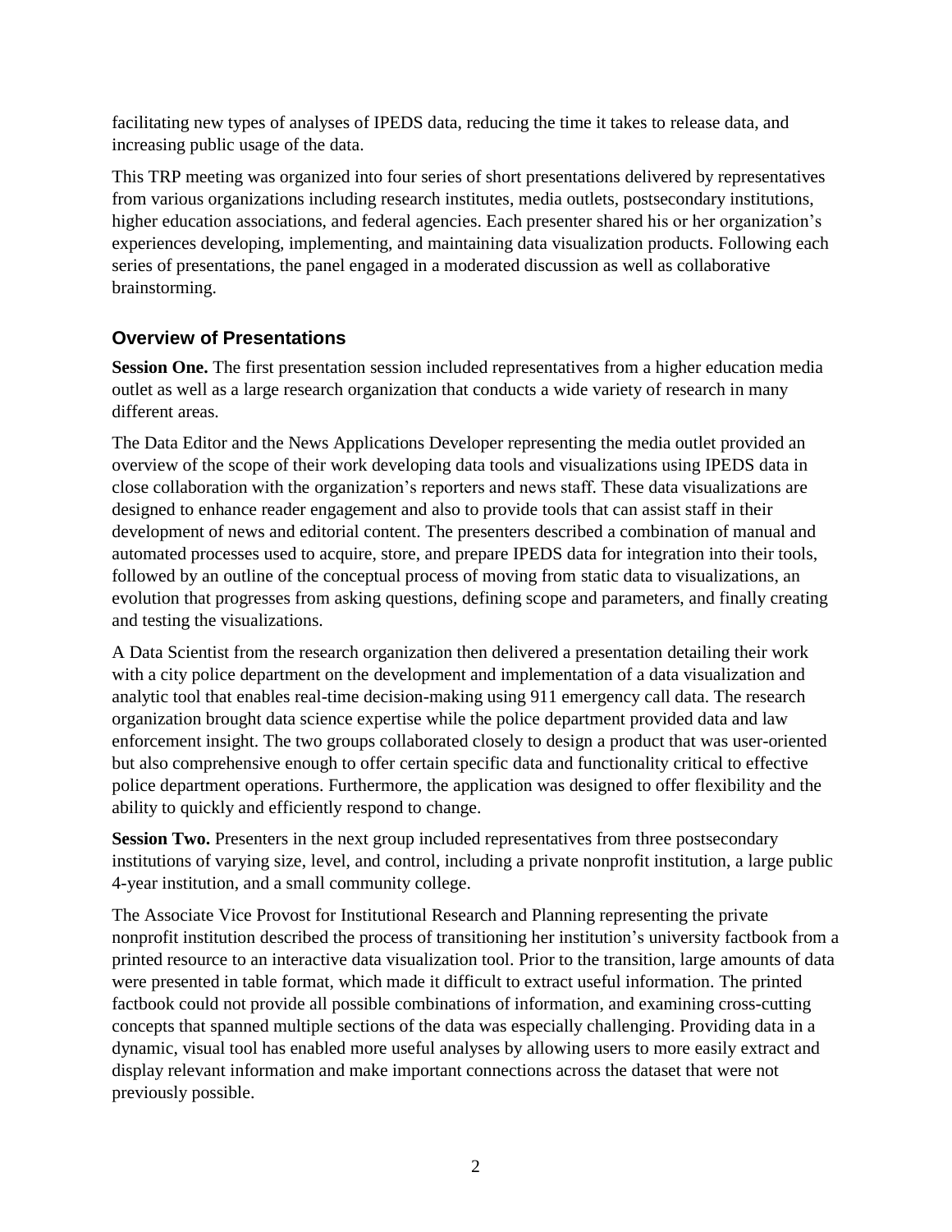facilitating new types of analyses of IPEDS data, reducing the time it takes to release data, and increasing public usage of the data.

This TRP meeting was organized into four series of short presentations delivered by representatives from various organizations including research institutes, media outlets, postsecondary institutions, higher education associations, and federal agencies. Each presenter shared his or her organization's experiences developing, implementing, and maintaining data visualization products. Following each series of presentations, the panel engaged in a moderated discussion as well as collaborative brainstorming.

## Overview of Presentations

**Session One.** The first presentation session included representatives from a higher education media outlet as well as a large research organization that conducts a wide variety of research in many different areas.

The Data Editor and the News Applications Developer representing the media outlet provided an overview of the scope of their work developing data tools and visualizations using IPEDS data in close collaboration with the organization's reporters and news staff. These data visualizations are designed to enhance reader engagement and also to provide tools that can assist staff in their development of news and editorial content. The presenters described a combination of manual and automated processes used to acquire, store, and prepare IPEDS data for integration into their tools, followed by an outline of the conceptual process of moving from static data to visualizations, an evolution that progresses from asking questions, defining scope and parameters, and finally creating and testing the visualizations.

A Data Scientist from the research organization then delivered a presentation detailing their work with a city police department on the development and implementation of a data visualization and analytic tool that enables real-time decision-making using 911 emergency call data. The research organization brought data science expertise while the police department provided data and law enforcement insight. The two groups collaborated closely to design a product that was user-oriented but also comprehensive enough to offer certain specific data and functionality critical to effective police department operations. Furthermore, the application was designed to offer flexibility and the ability to quickly and efficiently respond to change.

**Session Two.** Presenters in the next group included representatives from three postsecondary institutions of varying size, level, and control, including a private nonprofit institution, a large public 4-year institution, and a small community college.

The Associate Vice Provost for Institutional Research and Planning representing the private nonprofit institution described the process of transitioning her institution's university factbook from a printed resource to an interactive data visualization tool. Prior to the transition, large amounts of data were presented in table format, which made it difficult to extract useful information. The printed factbook could not provide all possible combinations of information, and examining cross-cutting concepts that spanned multiple sections of the data was especially challenging. Providing data in a dynamic, visual tool has enabled more useful analyses by allowing users to more easily extract and display relevant information and make important connections across the dataset that were not previously possible.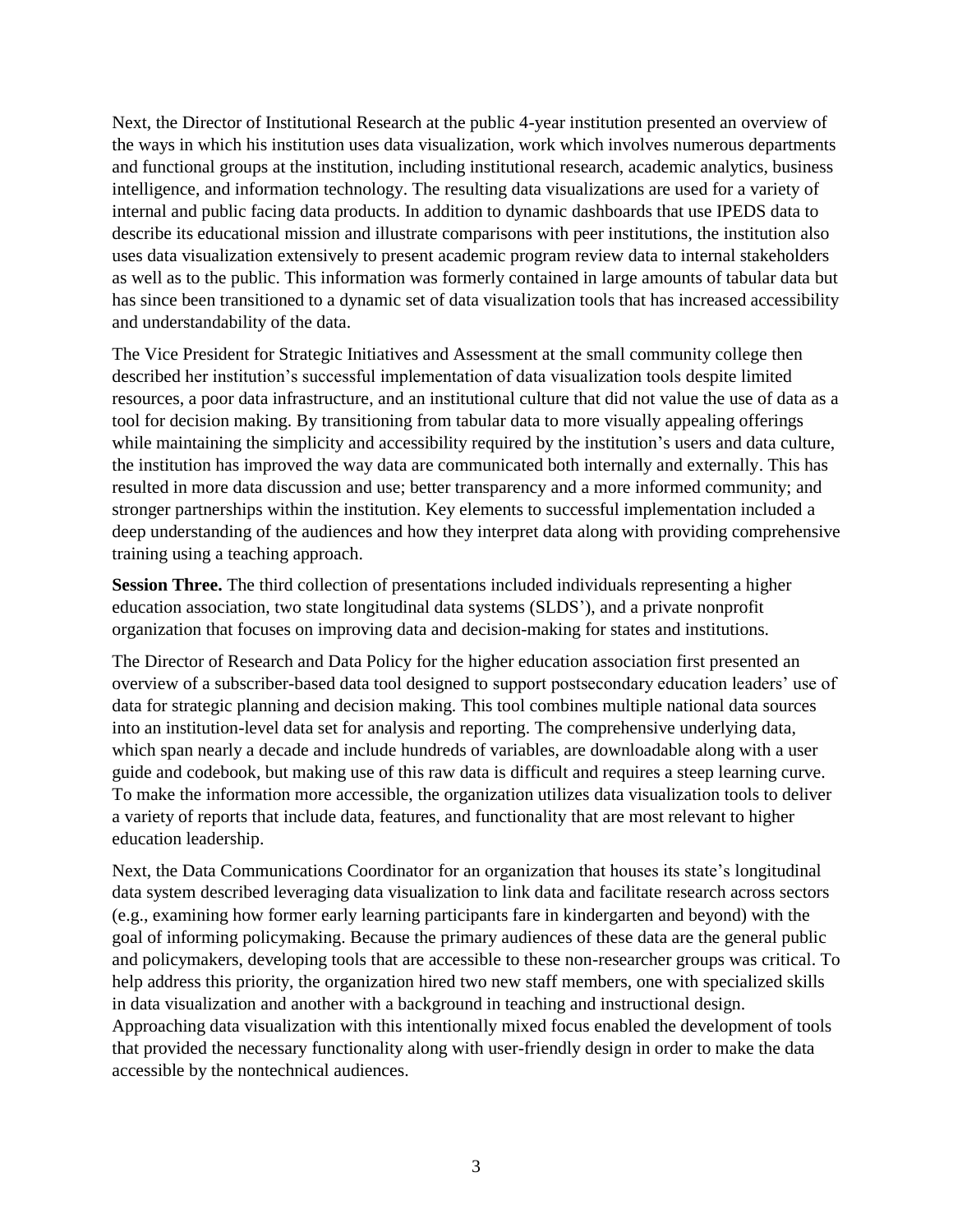Next, the Director of Institutional Research at the public 4-year institution presented an overview of the ways in which his institution uses data visualization, work which involves numerous departments and functional groups at the institution, including institutional research, academic analytics, business intelligence, and information technology. The resulting data visualizations are used for a variety of internal and public facing data products. In addition to dynamic dashboards that use IPEDS data to describe its educational mission and illustrate comparisons with peer institutions, the institution also uses data visualization extensively to present academic program review data to internal stakeholders as well as to the public. This information was formerly contained in large amounts of tabular data but has since been transitioned to a dynamic set of data visualization tools that has increased accessibility and understandability of the data.

The Vice President for Strategic Initiatives and Assessment at the small community college then described her institution's successful implementation of data visualization tools despite limited resources, a poor data infrastructure, and an institutional culture that did not value the use of data as a tool for decision making. By transitioning from tabular data to more visually appealing offerings while maintaining the simplicity and accessibility required by the institution's users and data culture, the institution has improved the way data are communicated both internally and externally. This has resulted in more data discussion and use; better transparency and a more informed community; and stronger partnerships within the institution. Key elements to successful implementation included a deep understanding of the audiences and how they interpret data along with providing comprehensive training using a teaching approach.

**Session Three.** The third collection of presentations included individuals representing a higher education association, two state longitudinal data systems (SLDS'), and a private nonprofit organization that focuses on improving data and decision-making for states and institutions.

The Director of Research and Data Policy for the higher education association first presented an overview of a subscriber-based data tool designed to support postsecondary education leaders' use of data for strategic planning and decision making. This tool combines multiple national data sources into an institution-level data set for analysis and reporting. The comprehensive underlying data, which span nearly a decade and include hundreds of variables, are downloadable along with a user guide and codebook, but making use of this raw data is difficult and requires a steep learning curve. To make the information more accessible, the organization utilizes data visualization tools to deliver a variety of reports that include data, features, and functionality that are most relevant to higher education leadership.

Next, the Data Communications Coordinator for an organization that houses its state's longitudinal data system described leveraging data visualization to link data and facilitate research across sectors (e.g., examining how former early learning participants fare in kindergarten and beyond) with the goal of informing policymaking. Because the primary audiences of these data are the general public and policymakers, developing tools that are accessible to these non-researcher groups was critical. To help address this priority, the organization hired two new staff members, one with specialized skills in data visualization and another with a background in teaching and instructional design. Approaching data visualization with this intentionally mixed focus enabled the development of tools that provided the necessary functionality along with user-friendly design in order to make the data accessible by the nontechnical audiences.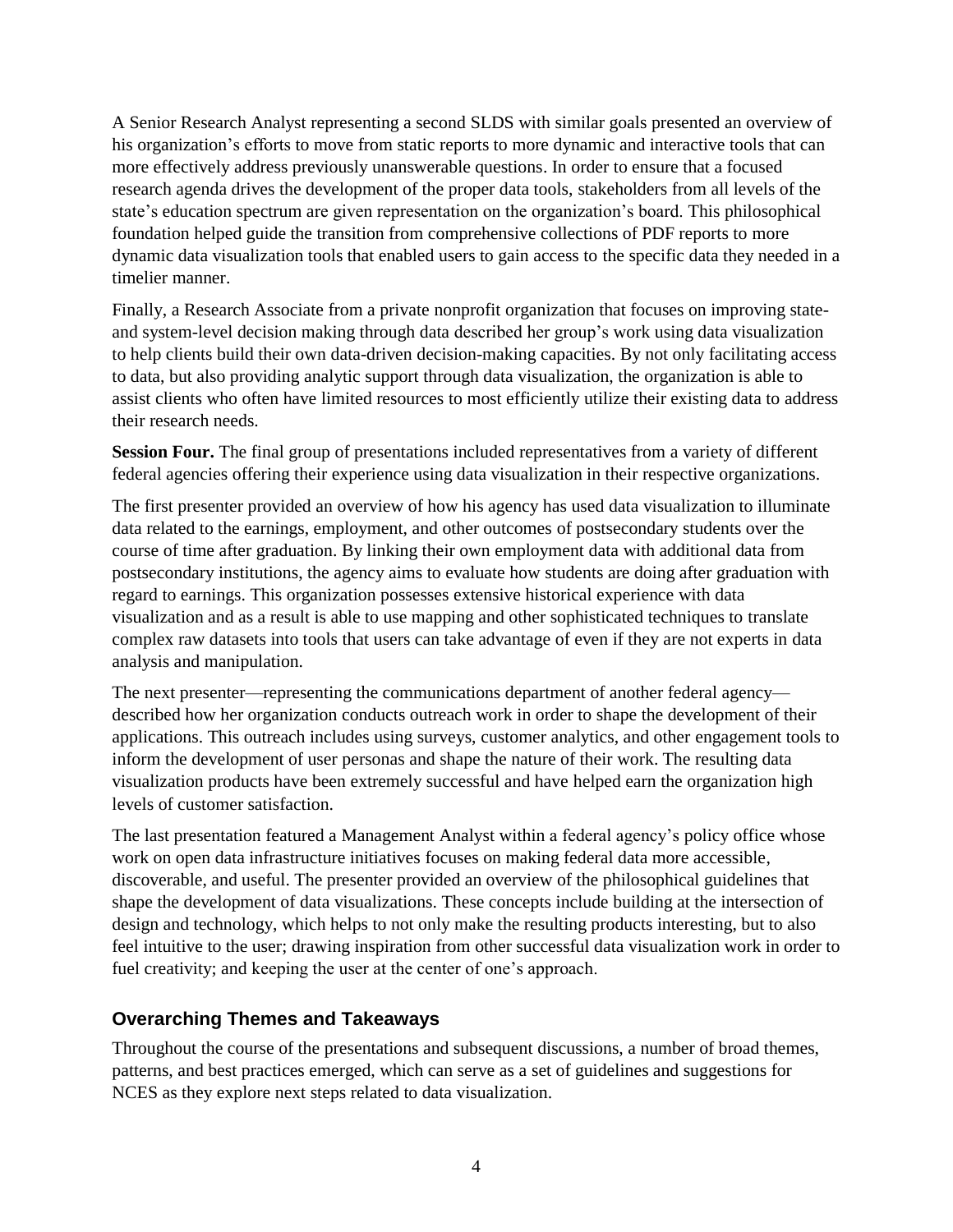A Senior Research Analyst representing a second SLDS with similar goals presented an overview of his organization's efforts to move from static reports to more dynamic and interactive tools that can more effectively address previously unanswerable questions. In order to ensure that a focused research agenda drives the development of the proper data tools, stakeholders from all levels of the state's education spectrum are given representation on the organization's board. This philosophical foundation helped guide the transition from comprehensive collections of PDF reports to more dynamic data visualization tools that enabled users to gain access to the specific data they needed in a timelier manner.

Finally, a Research Associate from a private nonprofit organization that focuses on improving state- and system-level decision making through data described her group's work using data visualization to help clients build their own data-driven decision-making capacities. By not only facilitating access to data, but also providing analytic support through data visualization, the organization is able to assist clients who often have limited resources to most efficiently utilize their existing data to address their research needs.

**Session Four.** The final group of presentations included representatives from a variety of different federal agencies offering their experience using data visualization in their respective organizations.

The first presenter provided an overview of how his agency has used data visualization to illuminate data related to the earnings, employment, and other outcomes of postsecondary students over the course of time after graduation. By linking their own employment data with additional data from postsecondary institutions, the agency aims to evaluate how students are doing after graduation with regard to earnings. This organization possesses extensive historical experience with data visualization and as a result is able to use mapping and other sophisticated techniques to translate complex raw datasets into tools that users can take advantage of even if they are not experts in data analysis and manipulation.

The next presenter—representing the communications department of another federal agency—described how her organization conducts outreach work in order to shape the development of their applications. This outreach includes using surveys, customer analytics, and other engagement tools to inform the development of user personas and shape the nature of their work. The resulting data visualization products have been extremely successful and have helped earn the organization high levels of customer satisfaction.

The last presentation featured a Management Analyst within a federal agency's policy office whose work on open data infrastructure initiatives focuses on making federal data more accessible, discoverable, and useful. The presenter provided an overview of the philosophical guidelines that shape the development of data visualizations. These concepts include building at the intersection of design and technology, which helps to not only make the resulting products interesting, but to also feel intuitive to the user; drawing inspiration from other successful data visualization work in order to fuel creativity; and keeping the user at the center of one's approach.

## Overarching Themes and Takeaways

Throughout the course of the presentations and subsequent discussions, a number of broad themes, patterns, and best practices emerged, which can serve as a set of guidelines and suggestions for NCES as they explore next steps related to data visualization.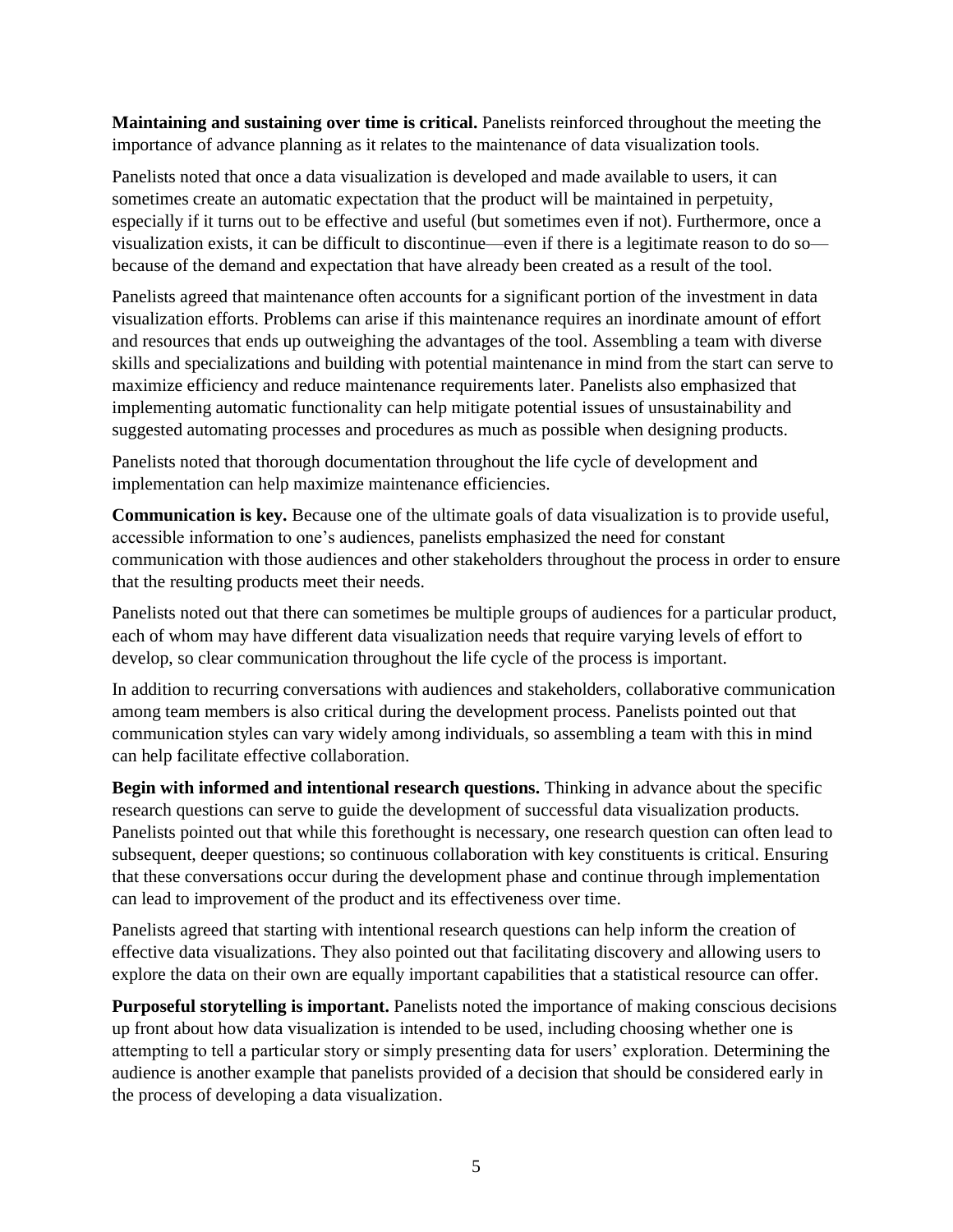**Maintaining and sustaining over time is critical.** Panelists reinforced throughout the meeting the importance of advance planning as it relates to the maintenance of data visualization tools.

Panelists noted that once a data visualization is developed and made available to users, it can sometimes create an automatic expectation that the product will be maintained in perpetuity, especially if it turns out to be effective and useful (but sometimes even if not). Furthermore, once a visualization exists, it can be difficult to discontinue—even if there is a legitimate reason to do so—because of the demand and expectation that have already been created as a result of the tool.

Panelists agreed that maintenance often accounts for a significant portion of the investment in data visualization efforts. Problems can arise if this maintenance requires an inordinate amount of effort and resources that ends up outweighing the advantages of the tool. Assembling a team with diverse skills and specializations and building with potential maintenance in mind from the start can serve to maximize efficiency and reduce maintenance requirements later. Panelists also emphasized that implementing automatic functionality can help mitigate potential issues of unsustainability and suggested automating processes and procedures as much as possible when designing products.

Panelists noted that thorough documentation throughout the life cycle of development and implementation can help maximize maintenance efficiencies.

**Communication is key.** Because one of the ultimate goals of data visualization is to provide useful, accessible information to one's audiences, panelists emphasized the need for constant communication with those audiences and other stakeholders throughout the process in order to ensure that the resulting products meet their needs.

Panelists noted out that there can sometimes be multiple groups of audiences for a particular product, each of whom may have different data visualization needs that require varying levels of effort to develop, so clear communication throughout the life cycle of the process is important.

In addition to recurring conversations with audiences and stakeholders, collaborative communication among team members is also critical during the development process. Panelists pointed out that communication styles can vary widely among individuals, so assembling a team with this in mind can help facilitate effective collaboration.

**Begin with informed and intentional research questions.** Thinking in advance about the specific research questions can serve to guide the development of successful data visualization products. Panelists pointed out that while this forethought is necessary, one research question can often lead to subsequent, deeper questions; so continuous collaboration with key constituents is critical. Ensuring that these conversations occur during the development phase and continue through implementation can lead to improvement of the product and its effectiveness over time.

Panelists agreed that starting with intentional research questions can help inform the creation of effective data visualizations. They also pointed out that facilitating discovery and allowing users to explore the data on their own are equally important capabilities that a statistical resource can offer.

**Purposeful storytelling is important.** Panelists noted the importance of making conscious decisions up front about how data visualization is intended to be used, including choosing whether one is attempting to tell a particular story or simply presenting data for users' exploration. Determining the audience is another example that panelists provided of a decision that should be considered early in the process of developing a data visualization.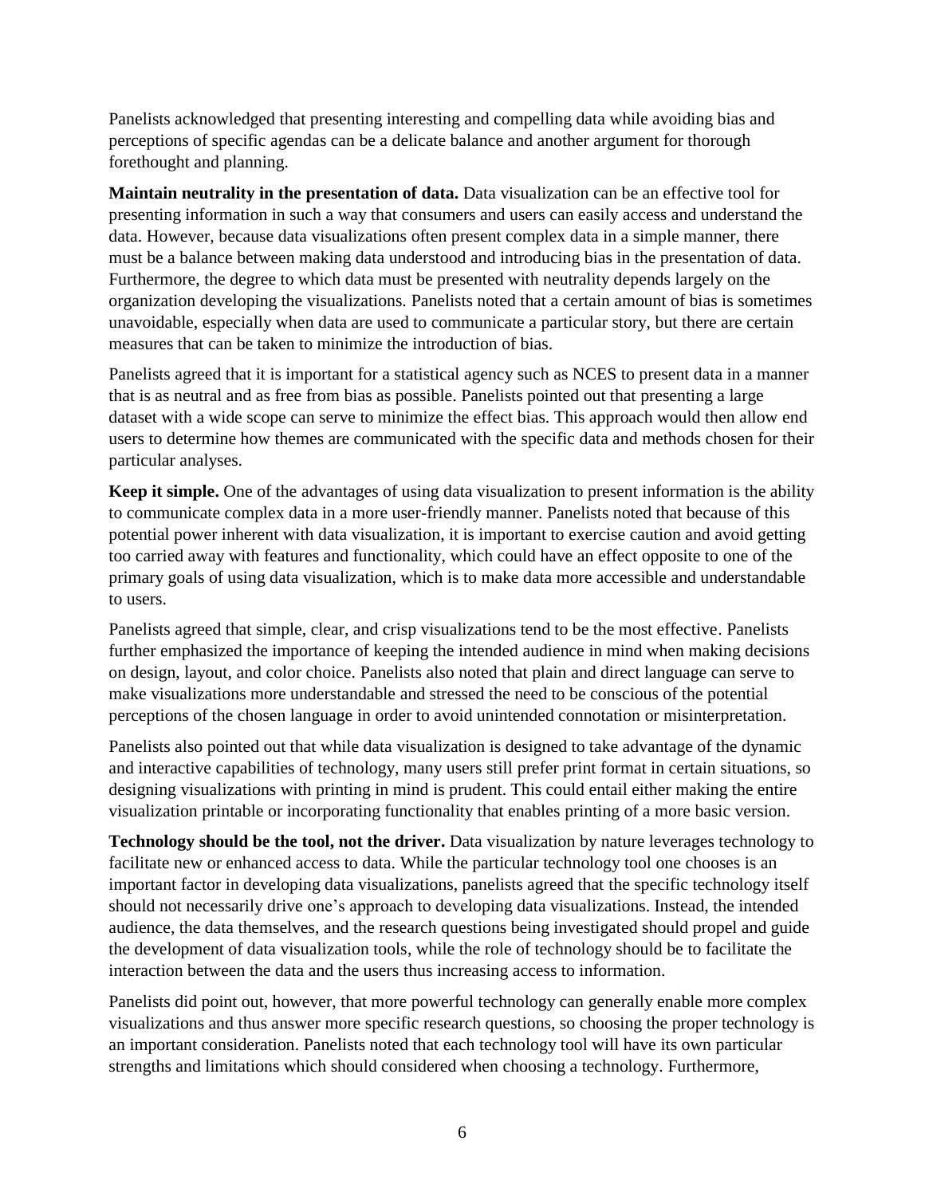Panelists acknowledged that presenting interesting and compelling data while avoiding bias and perceptions of specific agendas can be a delicate balance and another argument for thorough forethought and planning.

**Maintain neutrality in the presentation of data.** Data visualization can be an effective tool for presenting information in such a way that consumers and users can easily access and understand the data. However, because data visualizations often present complex data in a simple manner, there must be a balance between making data understood and introducing bias in the presentation of data. Furthermore, the degree to which data must be presented with neutrality depends largely on the organization developing the visualizations. Panelists noted that a certain amount of bias is sometimes unavoidable, especially when data are used to communicate a particular story, but there are certain measures that can be taken to minimize the introduction of bias.

Panelists agreed that it is important for a statistical agency such as NCES to present data in a manner that is as neutral and as free from bias as possible. Panelists pointed out that presenting a large dataset with a wide scope can serve to minimize the effect bias. This approach would then allow end users to determine how themes are communicated with the specific data and methods chosen for their particular analyses.

**Keep it simple.** One of the advantages of using data visualization to present information is the ability to communicate complex data in a more user-friendly manner. Panelists noted that because of this potential power inherent with data visualization, it is important to exercise caution and avoid getting too carried away with features and functionality, which could have an effect opposite to one of the primary goals of using data visualization, which is to make data more accessible and understandable to users.

Panelists agreed that simple, clear, and crisp visualizations tend to be the most effective. Panelists further emphasized the importance of keeping the intended audience in mind when making decisions on design, layout, and color choice. Panelists also noted that plain and direct language can serve to make visualizations more understandable and stressed the need to be conscious of the potential perceptions of the chosen language in order to avoid unintended connotation or misinterpretation.

Panelists also pointed out that while data visualization is designed to take advantage of the dynamic and interactive capabilities of technology, many users still prefer print format in certain situations, so designing visualizations with printing in mind is prudent. This could entail either making the entire visualization printable or incorporating functionality that enables printing of a more basic version.

**Technology should be the tool, not the driver.** Data visualization by nature leverages technology to facilitate new or enhanced access to data. While the particular technology tool one chooses is an important factor in developing data visualizations, panelists agreed that the specific technology itself should not necessarily drive one's approach to developing data visualizations. Instead, the intended audience, the data themselves, and the research questions being investigated should propel and guide the development of data visualization tools, while the role of technology should be to facilitate the interaction between the data and the users thus increasing access to information.

Panelists did point out, however, that more powerful technology can generally enable more complex visualizations and thus answer more specific research questions, so choosing the proper technology is an important consideration. Panelists noted that each technology tool will have its own particular strengths and limitations which should considered when choosing a technology. Furthermore,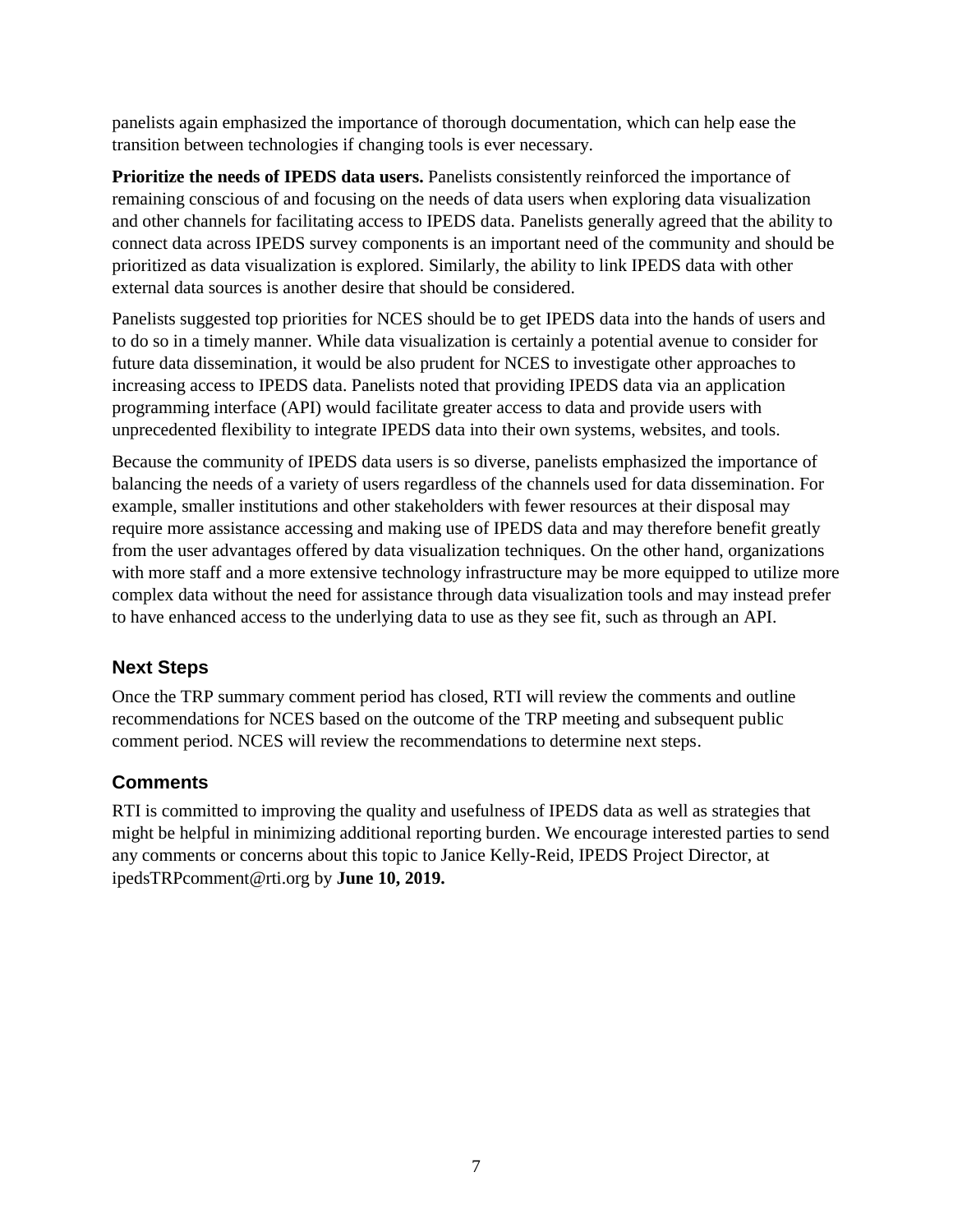panelists again emphasized the importance of thorough documentation, which can help ease the transition between technologies if changing tools is ever necessary.

**Prioritize the needs of IPEDS data users.** Panelists consistently reinforced the importance of remaining conscious of and focusing on the needs of data users when exploring data visualization and other channels for facilitating access to IPEDS data. Panelists generally agreed that the ability to connect data across IPEDS survey components is an important need of the community and should be prioritized as data visualization is explored. Similarly, the ability to link IPEDS data with other external data sources is another desire that should be considered.

Panelists suggested top priorities for NCES should be to get IPEDS data into the hands of users and to do so in a timely manner. While data visualization is certainly a potential avenue to consider for future data dissemination, it would be also prudent for NCES to investigate other approaches to increasing access to IPEDS data. Panelists noted that providing IPEDS data via an application programming interface (API) would facilitate greater access to data and provide users with unprecedented flexibility to integrate IPEDS data into their own systems, websites, and tools.

Because the community of IPEDS data users is so diverse, panelists emphasized the importance of balancing the needs of a variety of users regardless of the channels used for data dissemination. For example, smaller institutions and other stakeholders with fewer resources at their disposal may require more assistance accessing and making use of IPEDS data and may therefore benefit greatly from the user advantages offered by data visualization techniques. On the other hand, organizations with more staff and a more extensive technology infrastructure may be more equipped to utilize more complex data without the need for assistance through data visualization tools and may instead prefer to have enhanced access to the underlying data to use as they see fit, such as through an API.

## Next Steps

Once the TRP summary comment period has closed, RTI will review the comments and outline recommendations for NCES based on the outcome of the TRP meeting and subsequent public comment period. NCES will review the recommendations to determine next steps.

## Comments

RTI is committed to improving the quality and usefulness of IPEDS data as well as strategies that might be helpful in minimizing additional reporting burden. We encourage interested parties to send any comments or concerns about this topic to Janice Kelly-Reid, IPEDS Project Director, at ipedsTRPcomment@rti.org by **June 10, 2019.**